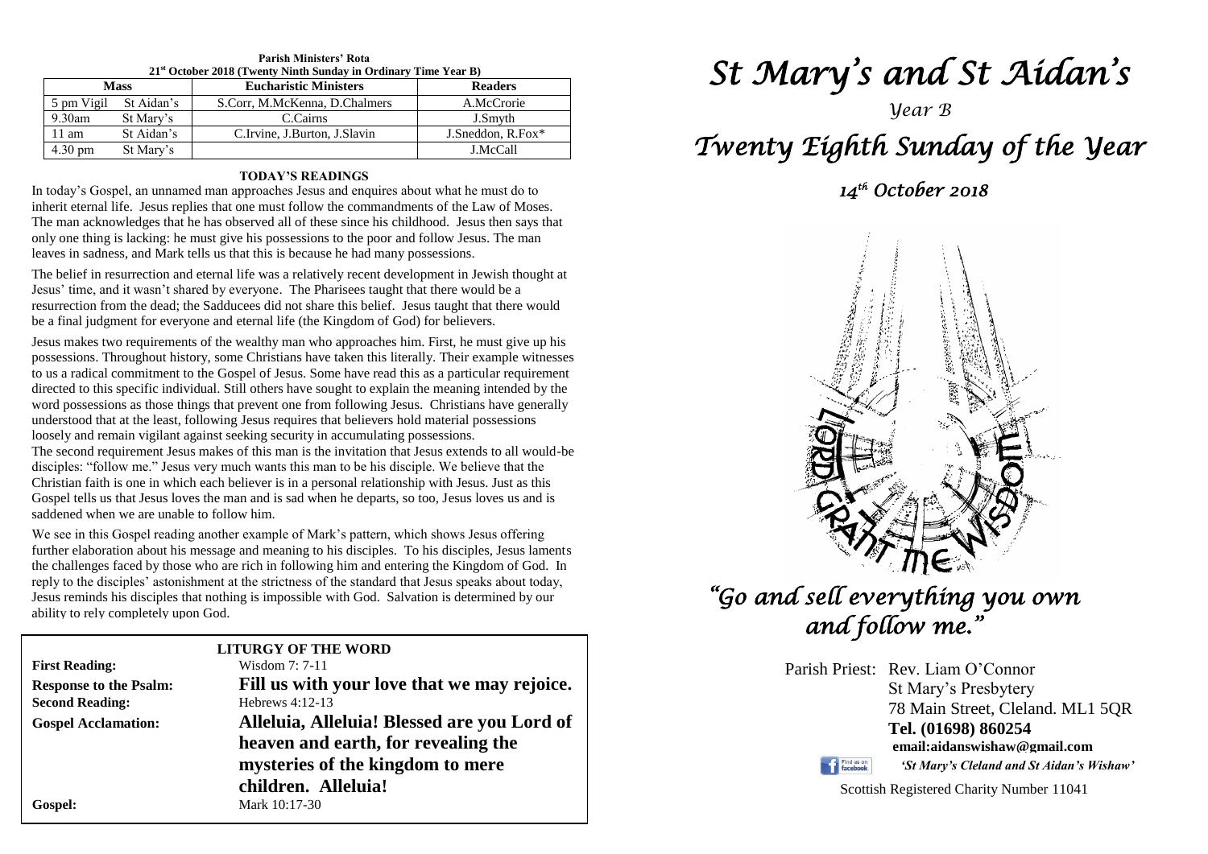**Parish Ministers' Rota**
**21st October 2018 (Twenty Ninth Sunday in Ordinary Time Year B)**

| Mass | | Eucharistic Ministers | Readers |
|---|---|---|---|
| 5 pm Vigil | St Aidan's | S.Corr, M.McKenna, D.Chalmers | A.McCrorie |
| 9.30am | St Mary's | C.Cairns | J.Smyth |
| 11 am | St Aidan's | C.Irvine, J.Burton, J.Slavin | J.Sneddon, R.Fox* |
| 4.30 pm | St Mary's | | J.McCall |

## TODAY'S READINGS

In today's Gospel, an unnamed man approaches Jesus and enquires about what he must do to inherit eternal life. Jesus replies that one must follow the commandments of the Law of Moses. The man acknowledges that he has observed all of these since his childhood. Jesus then says that only one thing is lacking: he must give his possessions to the poor and follow Jesus. The man leaves in sadness, and Mark tells us that this is because he had many possessions.

The belief in resurrection and eternal life was a relatively recent development in Jewish thought at Jesus' time, and it wasn't shared by everyone. The Pharisees taught that there would be a resurrection from the dead; the Sadducees did not share this belief. Jesus taught that there would be a final judgment for everyone and eternal life (the Kingdom of God) for believers.

Jesus makes two requirements of the wealthy man who approaches him. First, he must give up his possessions. Throughout history, some Christians have taken this literally. Their example witnesses to us a radical commitment to the Gospel of Jesus. Some have read this as a particular requirement directed to this specific individual. Still others have sought to explain the meaning intended by the word possessions as those things that prevent one from following Jesus. Christians have generally understood that at the least, following Jesus requires that believers hold material possessions loosely and remain vigilant against seeking security in accumulating possessions.
The second requirement Jesus makes of this man is the invitation that Jesus extends to all would-be disciples: "follow me." Jesus very much wants this man to be his disciple. We believe that the Christian faith is one in which each believer is in a personal relationship with Jesus. Just as this Gospel tells us that Jesus loves the man and is sad when he departs, so too, Jesus loves us and is saddened when we are unable to follow him.

We see in this Gospel reading another example of Mark's pattern, which shows Jesus offering further elaboration about his message and meaning to his disciples. To his disciples, Jesus laments the challenges faced by those who are rich in following him and entering the Kingdom of God. In reply to the disciples' astonishment at the strictness of the standard that Jesus speaks about today, Jesus reminds his disciples that nothing is impossible with God. Salvation is determined by our ability to rely completely upon God.

## LITURGY OF THE WORD

**First Reading:** Wisdom 7: 7-11

**Response to the Psalm:** **Fill us with your love that we may rejoice.**

**Second Reading:** Hebrews 4:12-13

**Gospel Acclamation:** **Alleluia, Alleluia! Blessed are you Lord of heaven and earth, for revealing the mysteries of the kingdom to mere children. Alleluia!**

**Gospel:** Mark 10:17-30

# *St Mary's and St Aidan's*

*Year B*

# *Twenty Eighth Sunday of the Year*

*14th October 2018*

LORD GRANT ME WISDOM

## *"Go and sell everything you own and follow me."*

Parish Priest: Rev. Liam O'Connor
St Mary's Presbytery
78 Main Street, Cleland. ML1 5QR
**Tel. (01698) 860254**
**email:aidanswishaw@gmail.com**
Find us on facebook *'St Mary's Cleland and St Aidan's Wishaw'*

Scottish Registered Charity Number 11041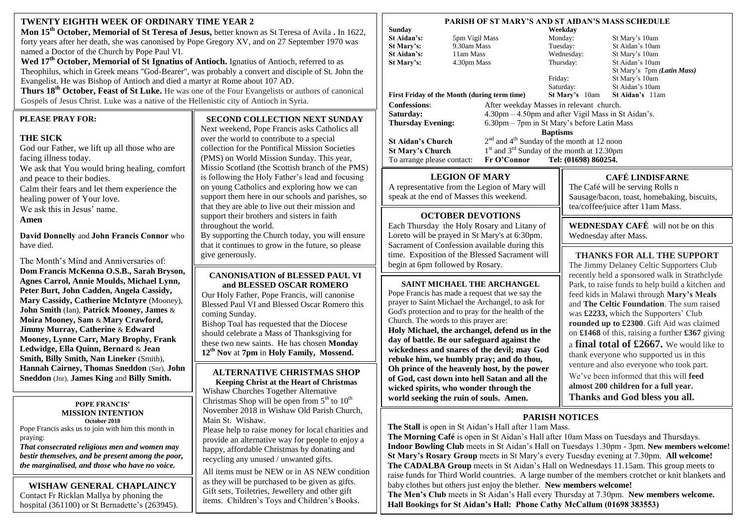## TWENTY EIGHTH WEEK OF ORDINARY TIME YEAR 2

**Mon 15th October, Memorial of St Teresa of Jesus,** better known as St Teresa of Avila **.** In 1622, forty years after her death, she was canonised by Pope Gregory XV, and on 27 September 1970 was named a Doctor of the Church by Pope Paul VI.

**Wed 17th October, Memorial of St Ignatius of Antioch.** Ignatius of Antioch, referred to as Theophilus, which in Greek means "God-Bearer", was probably a convert and disciple of St. John the Evangelist. He was Bishop of Antioch and died a martyr at Rome about 107 AD.

**Thurs 18th October, Feast of St Luke.** He was one of the Four Evangelists or authors of canonical Gospels of Jesus Christ. Luke was a native of the Hellenistic city of Antioch in Syria.

### PLEASE PRAY FOR:

**THE SICK**

God our Father, we lift up all those who are facing illness today.
We ask that You would bring healing, comfort and peace to their bodies.
Calm their fears and let them experience the healing power of Your love.
We ask this in Jesus' name.
**Amen**

**David Donnelly** and **John Francis Connor** who have died.

The Month's Mind and Anniversaries of:
**Dom Francis McKenna O.S.B., Sarah Bryson, Agnes Carrol, Annie Moulds, Michael Lynn, Peter Burt, John Cadden, Angela Cassidy, Mary Cassidy, Catherine McIntyre** (Mooney), **John Smith** (Ian), **Patrick Mooney, James** & **Moira Mooney, Sam** & **Mary Crawford, Jimmy Murray, Catherine** & **Edward Mooney, Lynne Carr, Mary Brophy, Frank Ledwidge, Ella Quinn, Bernard** & **Jean Smith, Billy Smith, Nan Lineker** (Smith), **Hannah Cairney, Thomas Sneddon** (Snr), **John Sneddon** (Jnr), **James King** and **Billy Smith.**

### POPE FRANCIS' MISSION INTENTION
**October 2018**

Pope Francis asks us to join with him this month in praying:

***That consecrated religious men and women may bestir themselves, and be present among the poor, the marginalised, and those who have no voice.***

### WISHAW GENERAL CHAPLAINCY

Contact Fr Ricklan Mallya by phoning the hospital (361100) or St Bernadette's (263945).

### SECOND COLLECTION NEXT SUNDAY

Next weekend, Pope Francis asks Catholics all over the world to contribute to a special collection for the Pontifical Mission Societies (PMS) on World Mission Sunday. This year, Missio Scotland (the Scottish branch of the PMS) is following the Holy Father's lead and focusing on young Catholics and exploring how we can support them here in our schools and parishes, so that they are able to live out their mission and support their brothers and sisters in faith throughout the world.
By supporting the Church today, you will ensure that it continues to grow in the future, so please give generously.

### CANONISATION of BLESSED PAUL VI and BLESSED OSCAR ROMERO

Our Holy Father, Pope Francis, will canonise Blessed Paul VI and Blessed Oscar Romero this coming Sunday.
Bishop Toal has requested that the Diocese should celebrate a Mass of Thanksgiving for these two new saints. He has chosen **Monday 12th Nov** at **7pm** in **Holy Family, Mossend.**

### ALTERNATIVE CHRISTMAS SHOP
**Keeping Christ at the Heart of Christmas**

Wishaw Churches Together Alternative Christmas Shop will be open from 5th to 10th November 2018 in Wishaw Old Parish Church, Main St. Wishaw.
Please help to raise money for local charities and provide an alternative way for people to enjoy a happy, affordable Christmas by donating and recycling any unused / unwanted gifts.

All items must be NEW or in AS NEW condition as they will be purchased to be given as gifts. Gift sets, Toiletries, Jewellery and other gift items. Children's Toys and Children's Books.

### PARISH OF ST MARY'S AND ST AIDAN'S MASS SCHEDULE

| **Sunday** | | **Weekday** | |
|---|---|---|---|
| **St Aidan's:** | 5pm Vigil Mass | Monday: | St Mary's 10am |
| **St Mary's:** | 9.30am Mass | Tuesday: | St Aidan's 10am |
| **St Aidan's:** | 11am Mass | Wednesday: | St Mary's 10am |
| **St Mary's:** | 4.30pm Mass | Thursday: | St Aidan's 10am |
| | | | St Mary's 7pm ***(Latin Mass)*** |
| | | Friday: | St Mary's 10am |
| | | Saturday: | St Aidan's 10am |
| **First Friday of the Month (during term time)** | | **St Mary's** 10am | **St Aidan's** 11am |

**Confessions**: After weekday Masses in relevant church.
**Saturday:** 4.30pm – 4.50pm and after Vigil Mass in St Aidan's.
**Thursday Evening:** 6.30pm – 7pm in St Mary's before Latin Mass

**Baptisms**

**St Aidan's Church** 2nd and 4th Sunday of the month at 12 noon
**St Mary's Church** 1st and 3rd Sunday of the month at 12.30pm
To arrange please contact: **Fr O'Connor Tel: (01698) 860254.**

### LEGION OF MARY

A representative from the Legion of Mary will speak at the end of Masses this weekend.

### OCTOBER DEVOTIONS

Each Thursday the Holy Rosary and Litany of Loreto will be prayed in St Mary's at 6:30pm. Sacrament of Confession available during this time. Exposition of the Blessed Sacrament will begin at 6pm followed by Rosary.

### SAINT MICHAEL THE ARCHANGEL

Pope Francis has made a request that we say the prayer to Saint Michael the Archangel, to ask for God's protection and to pray for the health of the Church. The words to this prayer are:

**Holy Michael, the archangel, defend us in the day of battle. Be our safeguard against the wickedness and snares of the devil; may God rebuke him, we humbly pray; and do thou, Oh prince of the heavenly host, by the power of God, cast down into hell Satan and all the wicked spirits, who wonder through the world seeking the ruin of souls. Amen.**

### CAFÉ LINDISFARNE

The Café will be serving Rolls n Sausage/bacon, toast, homebaking, biscuits, tea/coffee/juice after 11am Mass.

**WEDNESDAY CAFÉ** will not be on this Wednesday after Mass.

### THANKS FOR ALL THE SUPPORT

The Jimmy Delaney Celtic Supporters Club recently held a sponsored walk in Strathclyde Park, to raise funds to help build a kitchen and feed kids in Malawi through **Mary's Meals** and **The Celtic Foundation**. The sum raised was **£2233,** which the Supporters' Club **rounded up to £2300**. Gift Aid was claimed on **£1468** of this, raising a further **£367** giving a **final total of £2667.** We would like to thank everyone who supported us in this venture and also everyone who took part.
We've been informed that this will **feed almost 200 children for a full year.**
**Thanks and God bless you all.**

### PARISH NOTICES

**The Stall** is open in St Aidan's Hall after 11am Mass.
**The Morning Café** is open in St Aidan's Hall after 10am Mass on Tuesdays and Thursdays.
**Indoor Bowling Club** meets in St Aidan's Hall on Tuesdays 1.30pm - 3pm. **New members welcome!**
**St Mary's Rosary Group** meets in St Mary's every Tuesday evening at 7.30pm. **All welcome!**
**The CADALBA Group** meets in St Aidan's Hall on Wednesdays 11.15am. This group meets to raise funds for Third World countries. A large number of the members crotchet or knit blankets and baby clothes but others just enjoy the blether. **New members welcome!**
**The Men's Club** meets in St Aidan's Hall every Thursday at 7.30pm. **New members welcome.**
**Hall Bookings for St Aidan's Hall: Phone Cathy McCallum (01698 383553)**